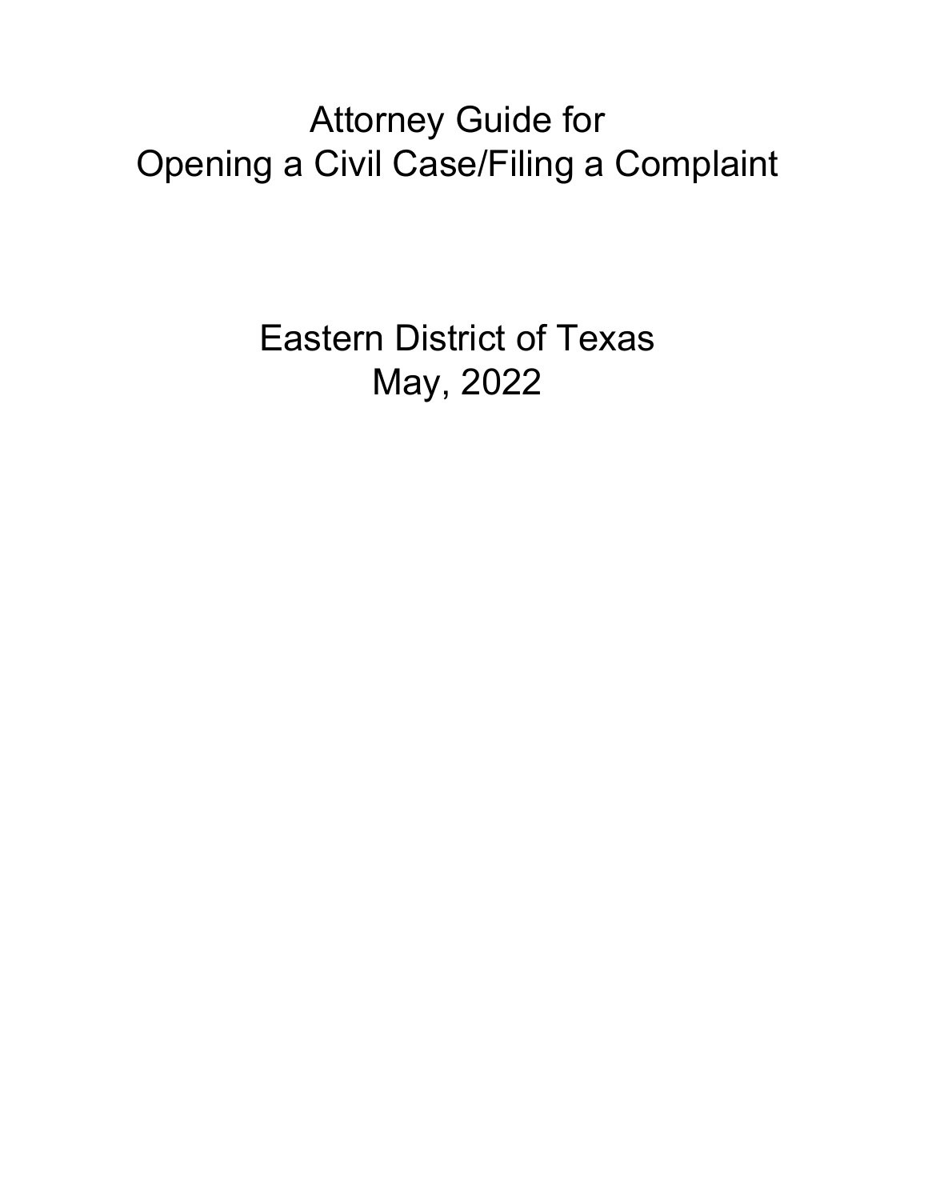# Attorney Guide for Opening a Civil Case/Filing a Complaint

## Eastern District of Texas
## May, 2022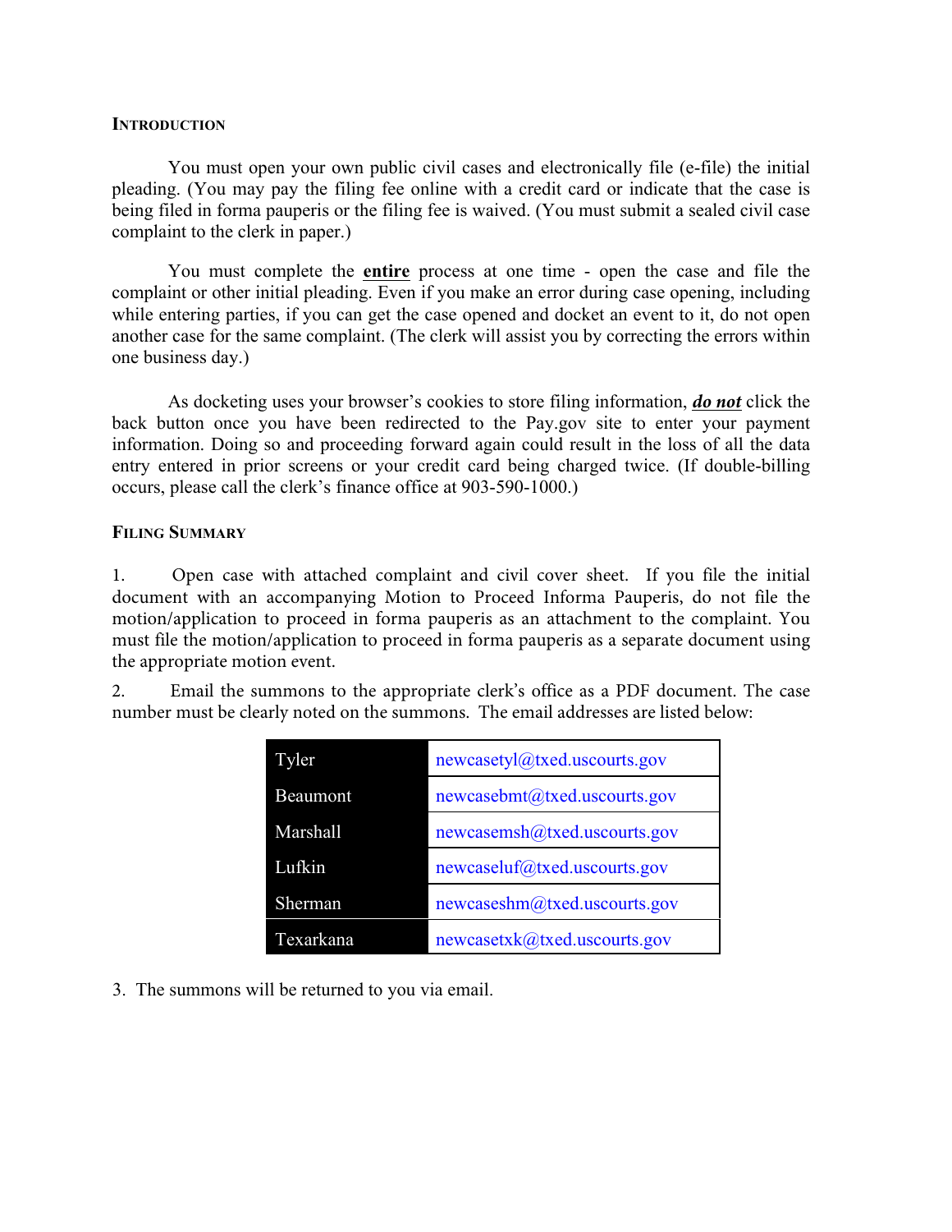## INTRODUCTION

You must open your own public civil cases and electronically file (e-file) the initial pleading. (You may pay the filing fee online with a credit card or indicate that the case is being filed in forma pauperis or the filing fee is waived. (You must submit a sealed civil case complaint to the clerk in paper.)

You must complete the **entire** process at one time - open the case and file the complaint or other initial pleading. Even if you make an error during case opening, including while entering parties, if you can get the case opened and docket an event to it, do not open another case for the same complaint. (The clerk will assist you by correcting the errors within one business day.)

As docketing uses your browser's cookies to store filing information, ***do not*** click the back button once you have been redirected to the Pay.gov site to enter your payment information. Doing so and proceeding forward again could result in the loss of all the data entry entered in prior screens or your credit card being charged twice. (If double-billing occurs, please call the clerk's finance office at 903-590-1000.)

## FILING SUMMARY

1. Open case with attached complaint and civil cover sheet. If you file the initial document with an accompanying Motion to Proceed Informa Pauperis, do not file the motion/application to proceed in forma pauperis as an attachment to the complaint. You must file the motion/application to proceed in forma pauperis as a separate document using the appropriate motion event.

2. Email the summons to the appropriate clerk's office as a PDF document. The case number must be clearly noted on the summons. The email addresses are listed below:

| | |
|---|---|
| Tyler | newcasetyl@txed.uscourts.gov |
| Beaumont | newcasebmt@txed.uscourts.gov |
| Marshall | newcasemsh@txed.uscourts.gov |
| Lufkin | newcaseluf@txed.uscourts.gov |
| Sherman | newcaseshm@txed.uscourts.gov |
| Texarkana | newcasetxk@txed.uscourts.gov |

3. The summons will be returned to you via email.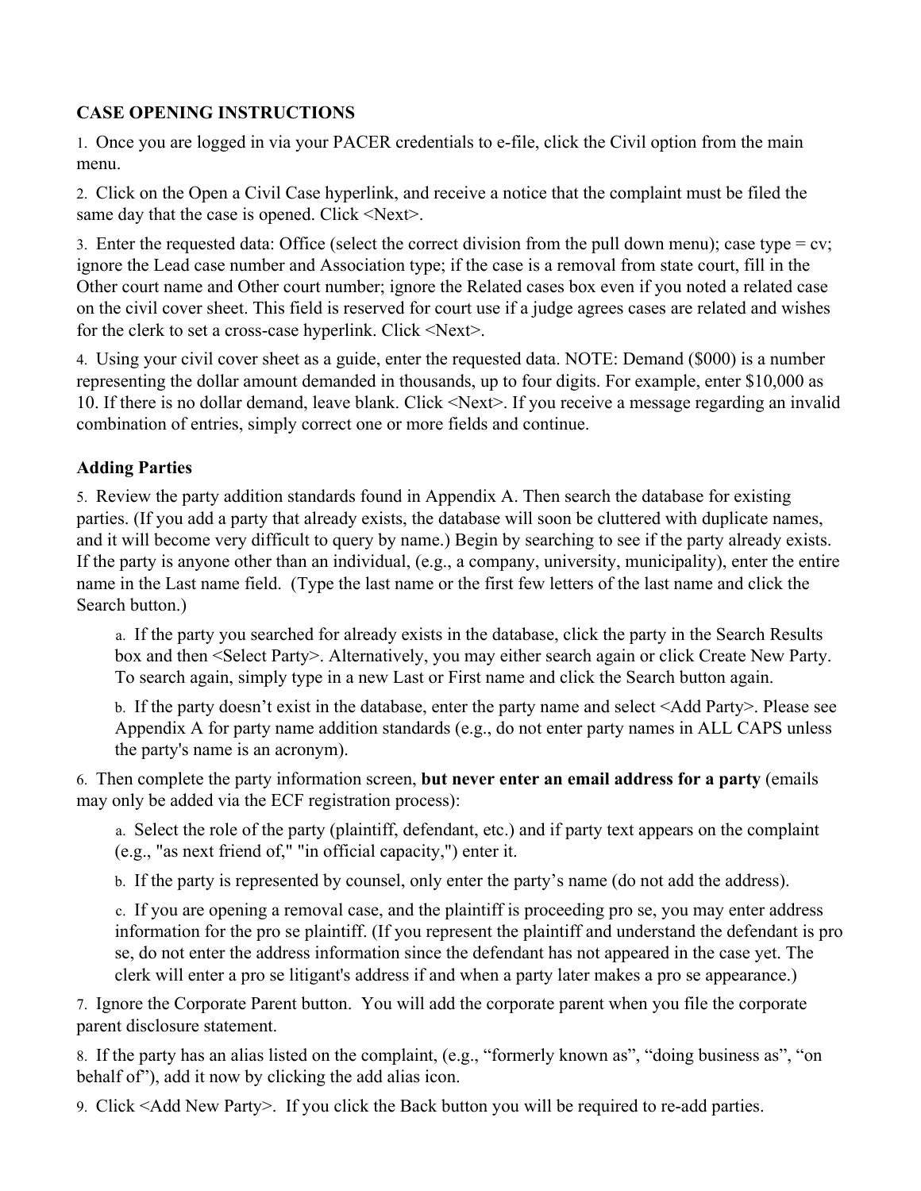**CASE OPENING INSTRUCTIONS**

1. Once you are logged in via your PACER credentials to e-file, click the Civil option from the main menu.

2. Click on the Open a Civil Case hyperlink, and receive a notice that the complaint must be filed the same day that the case is opened. Click <Next>.

3. Enter the requested data: Office (select the correct division from the pull down menu); case type = cv; ignore the Lead case number and Association type; if the case is a removal from state court, fill in the Other court name and Other court number; ignore the Related cases box even if you noted a related case on the civil cover sheet. This field is reserved for court use if a judge agrees cases are related and wishes for the clerk to set a cross-case hyperlink. Click <Next>.

4. Using your civil cover sheet as a guide, enter the requested data. NOTE: Demand ($000) is a number representing the dollar amount demanded in thousands, up to four digits. For example, enter $10,000 as 10. If there is no dollar demand, leave blank. Click <Next>. If you receive a message regarding an invalid combination of entries, simply correct one or more fields and continue.

**Adding Parties**

5. Review the party addition standards found in Appendix A. Then search the database for existing parties. (If you add a party that already exists, the database will soon be cluttered with duplicate names, and it will become very difficult to query by name.) Begin by searching to see if the party already exists. If the party is anyone other than an individual, (e.g., a company, university, municipality), enter the entire name in the Last name field. (Type the last name or the first few letters of the last name and click the Search button.)

   a. If the party you searched for already exists in the database, click the party in the Search Results box and then <Select Party>. Alternatively, you may either search again or click Create New Party. To search again, simply type in a new Last or First name and click the Search button again.

   b. If the party doesn't exist in the database, enter the party name and select <Add Party>. Please see Appendix A for party name addition standards (e.g., do not enter party names in ALL CAPS unless the party's name is an acronym).

6. Then complete the party information screen, **but never enter an email address for a party** (emails may only be added via the ECF registration process):

   a. Select the role of the party (plaintiff, defendant, etc.) and if party text appears on the complaint (e.g., "as next friend of," "in official capacity,") enter it.

   b. If the party is represented by counsel, only enter the party's name (do not add the address).

   c. If you are opening a removal case, and the plaintiff is proceeding pro se, you may enter address information for the pro se plaintiff. (If you represent the plaintiff and understand the defendant is pro se, do not enter the address information since the defendant has not appeared in the case yet. The clerk will enter a pro se litigant's address if and when a party later makes a pro se appearance.)

7. Ignore the Corporate Parent button. You will add the corporate parent when you file the corporate parent disclosure statement.

8. If the party has an alias listed on the complaint, (e.g., "formerly known as", "doing business as", "on behalf of"), add it now by clicking the add alias icon.

9. Click <Add New Party>. If you click the Back button you will be required to re-add parties.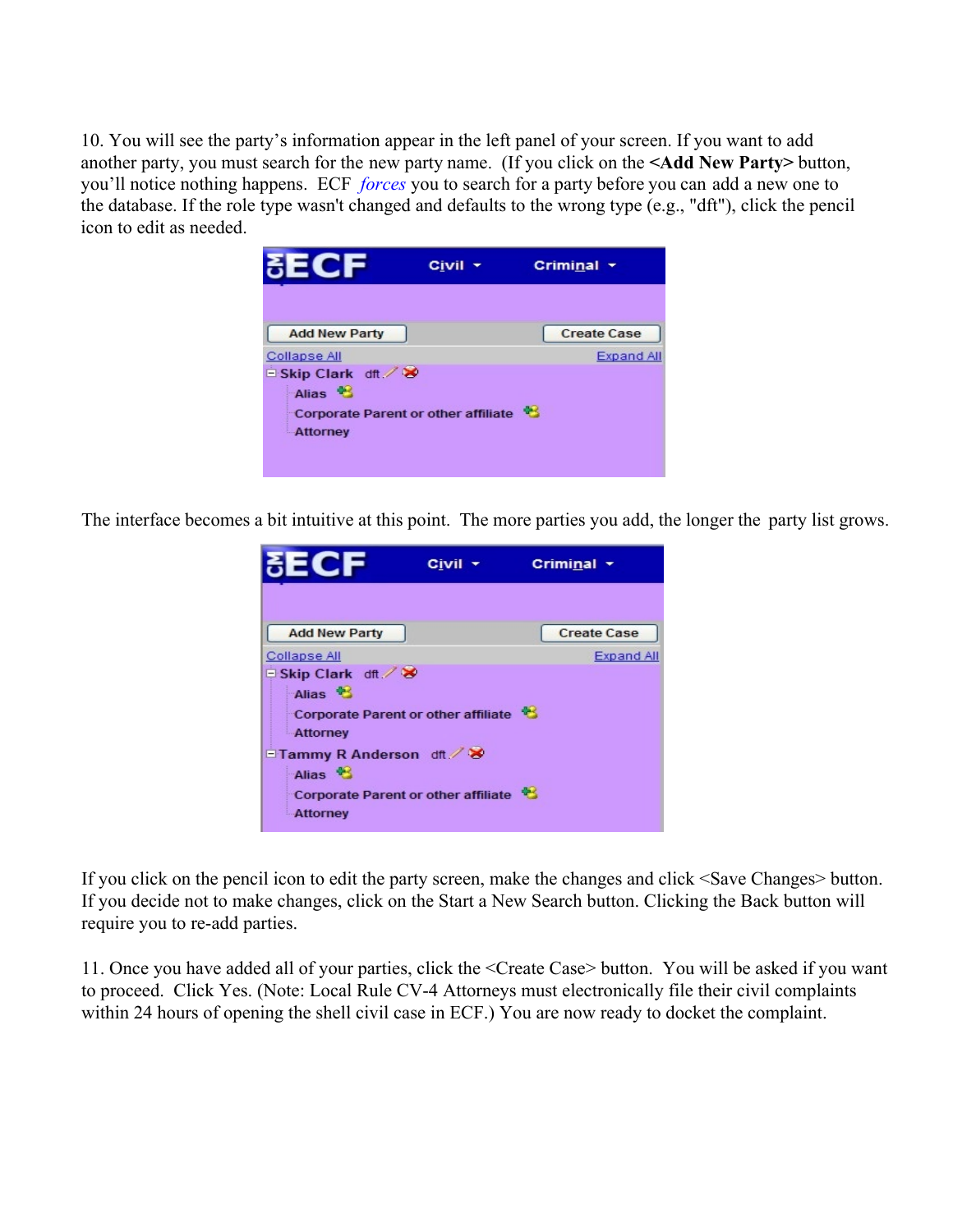10. You will see the party's information appear in the left panel of your screen. If you want to add another party, you must search for the new party name. (If you click on the **<Add New Party>** button, you'll notice nothing happens. ECF *forces* you to search for a party before you can add a new one to the database. If the role type wasn't changed and defaults to the wrong type (e.g., "dft"), click the pencil icon to edit as needed.

The interface becomes a bit intuitive at this point. The more parties you add, the longer the party list grows.

If you click on the pencil icon to edit the party screen, make the changes and click <Save Changes> button. If you decide not to make changes, click on the Start a New Search button. Clicking the Back button will require you to re-add parties.

11. Once you have added all of your parties, click the <Create Case> button. You will be asked if you want to proceed. Click Yes. (Note: Local Rule CV-4 Attorneys must electronically file their civil complaints within 24 hours of opening the shell civil case in ECF.) You are now ready to docket the complaint.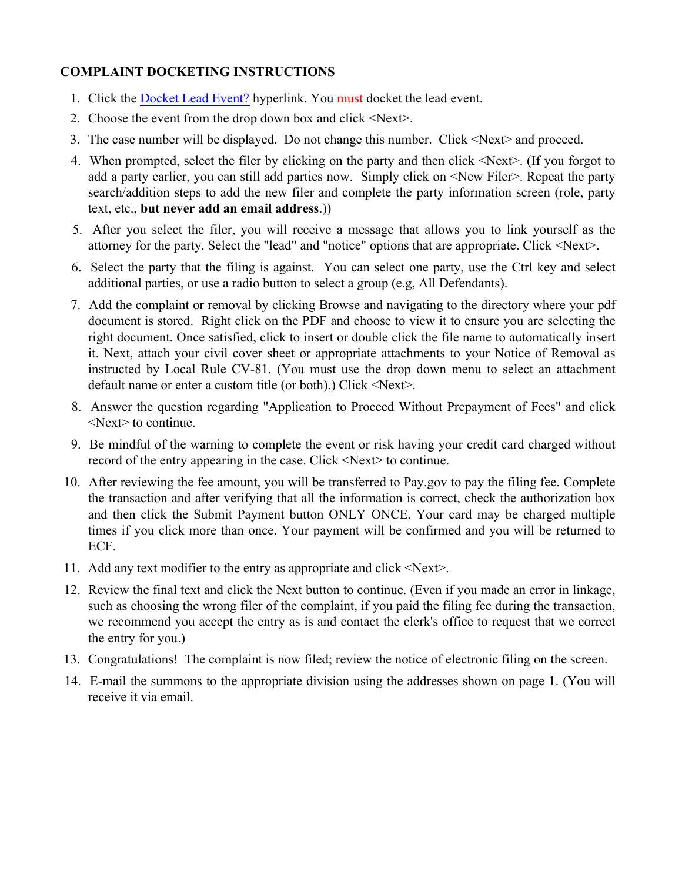**COMPLAINT DOCKETING INSTRUCTIONS**

1. Click the Docket Lead Event? hyperlink. You must docket the lead event.
2. Choose the event from the drop down box and click <Next>.
3. The case number will be displayed. Do not change this number. Click <Next> and proceed.
4. When prompted, select the filer by clicking on the party and then click <Next>. (If you forgot to add a party earlier, you can still add parties now. Simply click on <New Filer>. Repeat the party search/addition steps to add the new filer and complete the party information screen (role, party text, etc., **but never add an email address**.))
5. After you select the filer, you will receive a message that allows you to link yourself as the attorney for the party. Select the "lead" and "notice" options that are appropriate. Click <Next>.
6. Select the party that the filing is against. You can select one party, use the Ctrl key and select additional parties, or use a radio button to select a group (e.g, All Defendants).
7. Add the complaint or removal by clicking Browse and navigating to the directory where your pdf document is stored. Right click on the PDF and choose to view it to ensure you are selecting the right document. Once satisfied, click to insert or double click the file name to automatically insert it. Next, attach your civil cover sheet or appropriate attachments to your Notice of Removal as instructed by Local Rule CV-81. (You must use the drop down menu to select an attachment default name or enter a custom title (or both).) Click <Next>.
8. Answer the question regarding "Application to Proceed Without Prepayment of Fees" and click <Next> to continue.
9. Be mindful of the warning to complete the event or risk having your credit card charged without record of the entry appearing in the case. Click <Next> to continue.
10. After reviewing the fee amount, you will be transferred to Pay.gov to pay the filing fee. Complete the transaction and after verifying that all the information is correct, check the authorization box and then click the Submit Payment button ONLY ONCE. Your card may be charged multiple times if you click more than once. Your payment will be confirmed and you will be returned to ECF.
11. Add any text modifier to the entry as appropriate and click <Next>.
12. Review the final text and click the Next button to continue. (Even if you made an error in linkage, such as choosing the wrong filer of the complaint, if you paid the filing fee during the transaction, we recommend you accept the entry as is and contact the clerk's office to request that we correct the entry for you.)
13. Congratulations! The complaint is now filed; review the notice of electronic filing on the screen.
14. E-mail the summons to the appropriate division using the addresses shown on page 1. (You will receive it via email.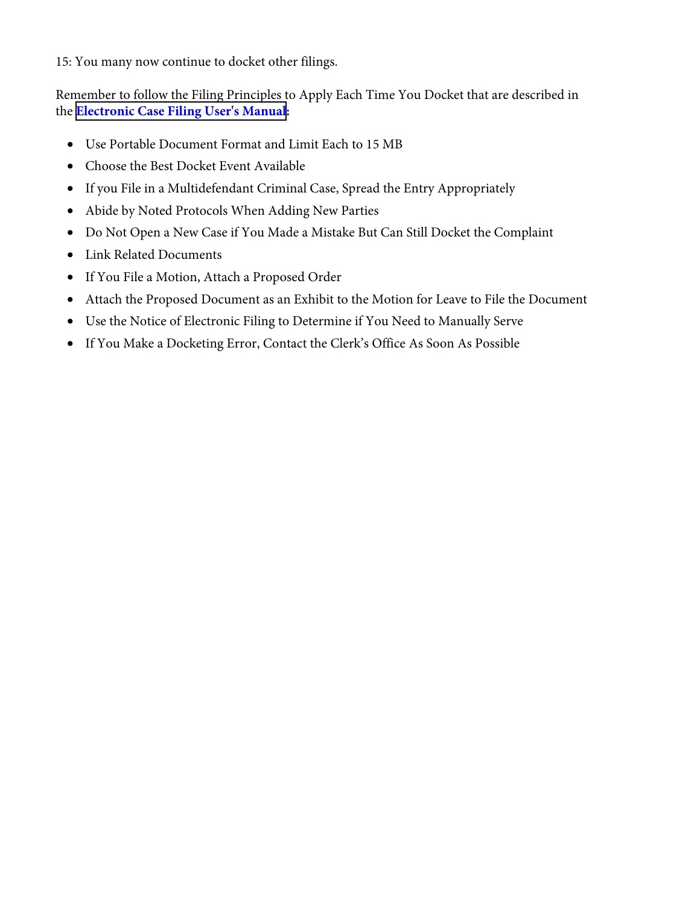15: You many now continue to docket other filings.

Remember to follow the Filing Principles to Apply Each Time You Docket that are described in the **Electronic Case Filing User's Manual:**

- Use Portable Document Format and Limit Each to 15 MB
- Choose the Best Docket Event Available
- If you File in a Multidefendant Criminal Case, Spread the Entry Appropriately
- Abide by Noted Protocols When Adding New Parties
- Do Not Open a New Case if You Made a Mistake But Can Still Docket the Complaint
- Link Related Documents
- If You File a Motion, Attach a Proposed Order
- Attach the Proposed Document as an Exhibit to the Motion for Leave to File the Document
- Use the Notice of Electronic Filing to Determine if You Need to Manually Serve
- If You Make a Docketing Error, Contact the Clerk's Office As Soon As Possible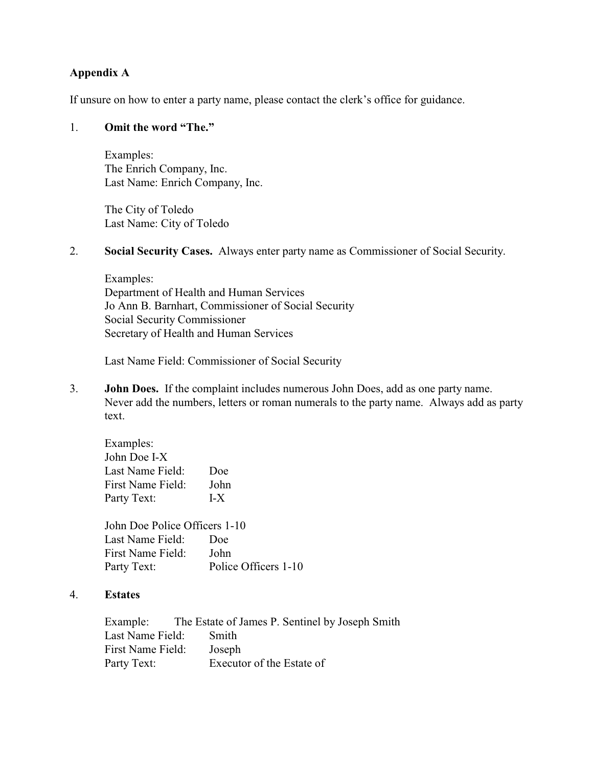**Appendix A**

If unsure on how to enter a party name, please contact the clerk's office for guidance.

1. **Omit the word "The."**

   Examples:
   The Enrich Company, Inc.
   Last Name: Enrich Company, Inc.

   The City of Toledo
   Last Name: City of Toledo

2. **Social Security Cases.** Always enter party name as Commissioner of Social Security.

   Examples:
   Department of Health and Human Services
   Jo Ann B. Barnhart, Commissioner of Social Security
   Social Security Commissioner
   Secretary of Health and Human Services

   Last Name Field: Commissioner of Social Security

3. **John Does.** If the complaint includes numerous John Does, add as one party name. Never add the numbers, letters or roman numerals to the party name. Always add as party text.

   Examples:
   John Doe I-X
   Last Name Field: Doe
   First Name Field: John
   Party Text: I-X

   John Doe Police Officers 1-10
   Last Name Field: Doe
   First Name Field: John
   Party Text: Police Officers 1-10

4. **Estates**

   Example: The Estate of James P. Sentinel by Joseph Smith
   Last Name Field: Smith
   First Name Field: Joseph
   Party Text: Executor of the Estate of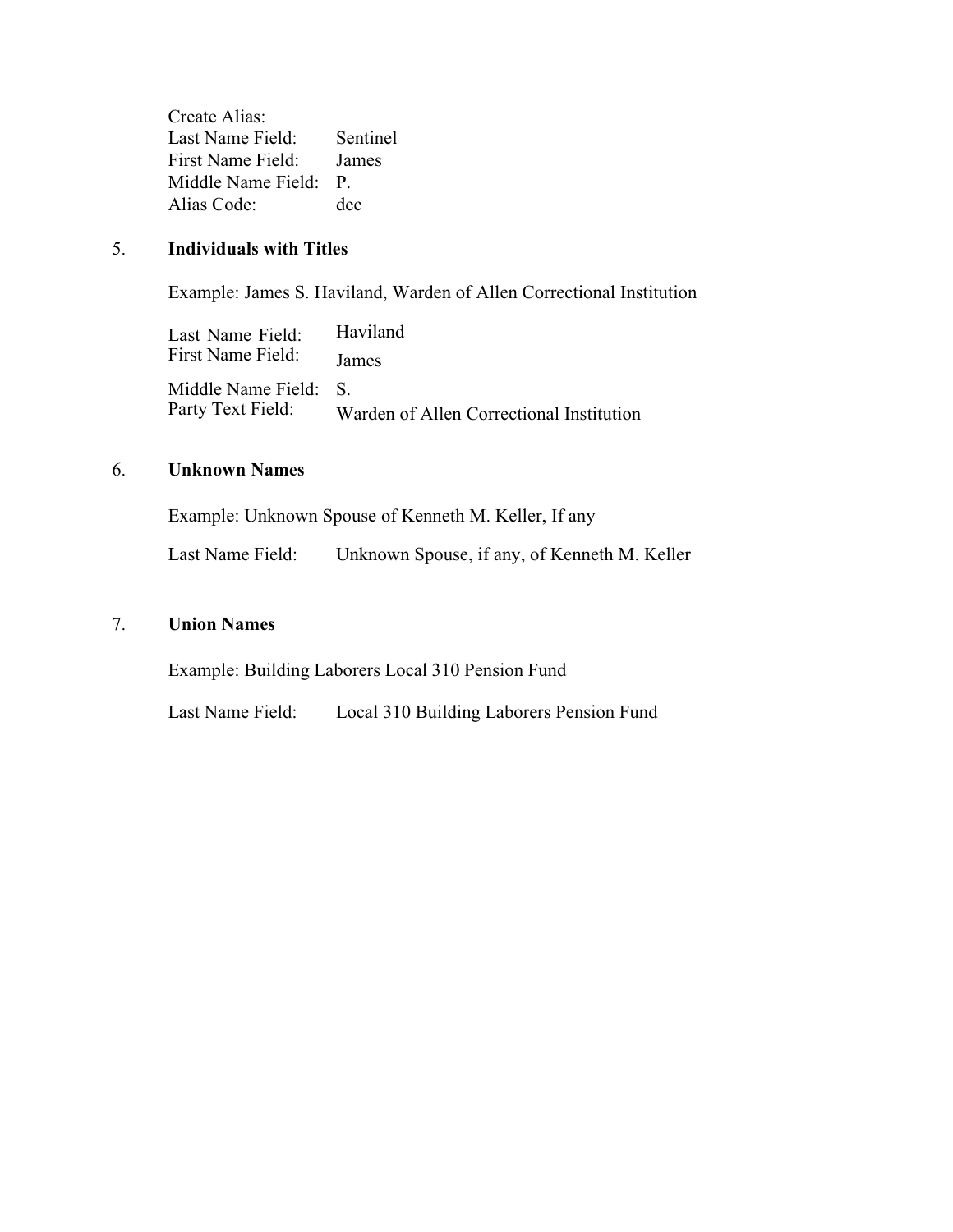Create Alias:

| | |
|---|---|
| Last Name Field: | Sentinel |
| First Name Field: | James |
| Middle Name Field: | P. |
| Alias Code: | dec |

5. **Individuals with Titles**

Example: James S. Haviland, Warden of Allen Correctional Institution

| | |
|---|---|
| Last Name Field: | Haviland |
| First Name Field: | James |
| Middle Name Field: | S. |
| Party Text Field: | Warden of Allen Correctional Institution |

6. **Unknown Names**

Example: Unknown Spouse of Kenneth M. Keller, If any

Last Name Field: Unknown Spouse, if any, of Kenneth M. Keller

7. **Union Names**

Example: Building Laborers Local 310 Pension Fund

Last Name Field: Local 310 Building Laborers Pension Fund